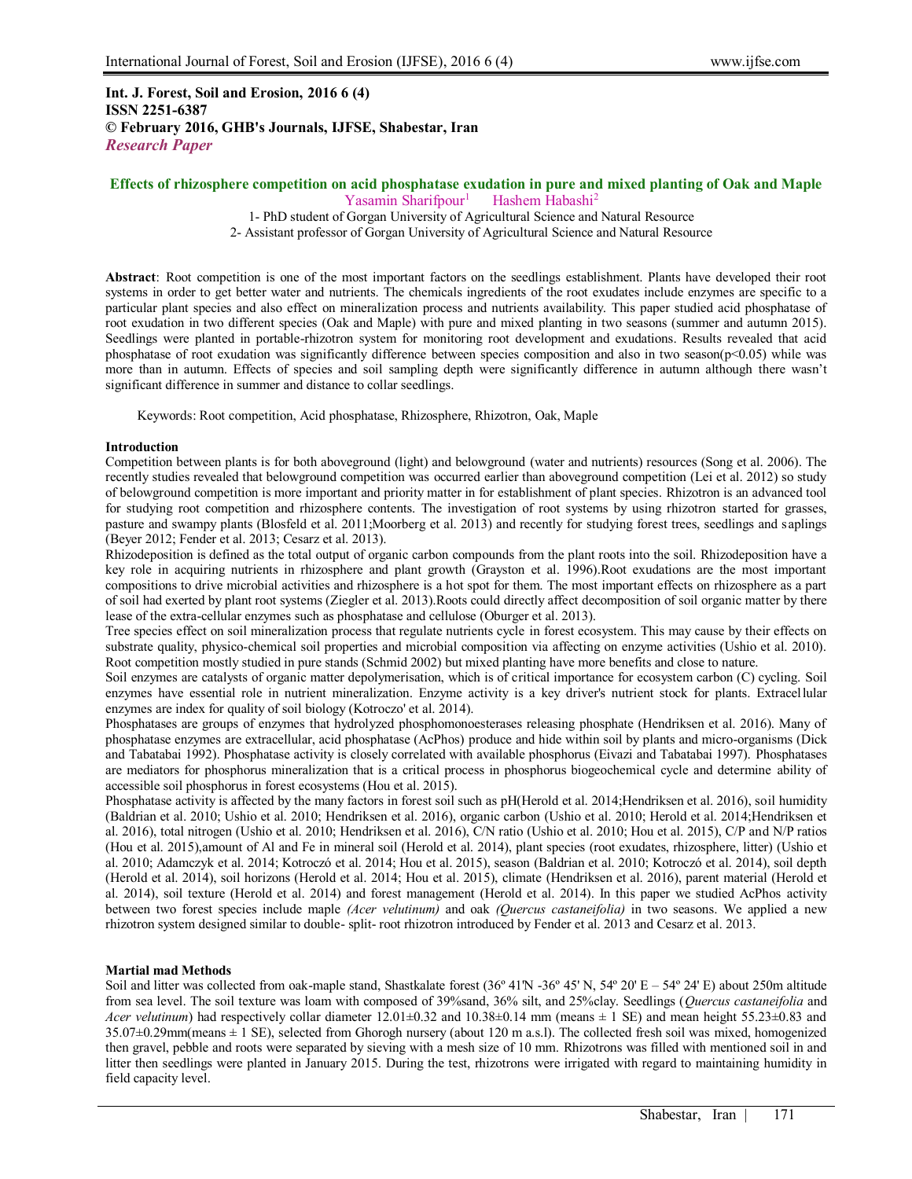**Int. J. Forest, Soil and Erosion, 2016 6 (4)**
**ISSN 2251-6387**
**© February 2016, GHB's Journals, IJFSE, Shabestar, Iran**
***Research Paper***

# Effects of rhizosphere competition on acid phosphatase exudation in pure and mixed planting of Oak and Maple

Yasamin Sharifpour[1] Hashem Habashi[2]

1- PhD student of Gorgan University of Agricultural Science and Natural Resource

2- Assistant professor of Gorgan University of Agricultural Science and Natural Resource

**Abstract**: Root competition is one of the most important factors on the seedlings establishment. Plants have developed their root systems in order to get better water and nutrients. The chemicals ingredients of the root exudates include enzymes are specific to a particular plant species and also effect on mineralization process and nutrients availability. This paper studied acid phosphatase of root exudation in two different species (Oak and Maple) with pure and mixed planting in two seasons (summer and autumn 2015). Seedlings were planted in portable-rhizotron system for monitoring root development and exudations. Results revealed that acid phosphatase of root exudation was significantly difference between species composition and also in two season($p<0.05$) while was more than in autumn. Effects of species and soil sampling depth were significantly difference in autumn although there wasn't significant difference in summer and distance to collar seedlings.

Keywords: Root competition, Acid phosphatase, Rhizosphere, Rhizotron, Oak, Maple

## Introduction

Competition between plants is for both aboveground (light) and belowground (water and nutrients) resources (Song et al. 2006). The recently studies revealed that belowground competition was occurred earlier than aboveground competition (Lei et al. 2012) so study of belowground competition is more important and priority matter in for establishment of plant species. Rhizotron is an advanced tool for studying root competition and rhizosphere contents. The investigation of root systems by using rhizotron started for grasses, pasture and swampy plants (Blosfeld et al. 2011;Moorberg et al. 2013) and recently for studying forest trees, seedlings and saplings (Beyer 2012; Fender et al. 2013; Cesarz et al. 2013).

Rhizodeposition is defined as the total output of organic carbon compounds from the plant roots into the soil. Rhizodeposition have a key role in acquiring nutrients in rhizosphere and plant growth (Grayston et al. 1996).Root exudations are the most important compositions to drive microbial activities and rhizosphere is a hot spot for them. The most important effects on rhizosphere as a part of soil had exerted by plant root systems (Ziegler et al. 2013).Roots could directly affect decomposition of soil organic matter by there lease of the extra-cellular enzymes such as phosphatase and cellulose (Oburger et al. 2013).

Tree species effect on soil mineralization process that regulate nutrients cycle in forest ecosystem. This may cause by their effects on substrate quality, physico-chemical soil properties and microbial composition via affecting on enzyme activities (Ushio et al. 2010). Root competition mostly studied in pure stands (Schmid 2002) but mixed planting have more benefits and close to nature.

Soil enzymes are catalysts of organic matter depolymerisation, which is of critical importance for ecosystem carbon (C) cycling. Soil enzymes have essential role in nutrient mineralization. Enzyme activity is a key driver's nutrient stock for plants. Extracellular enzymes are index for quality of soil biology (Kotroczo' et al. 2014).

Phosphatases are groups of enzymes that hydrolyzed phosphomonoesterases releasing phosphate (Hendriksen et al. 2016). Many of phosphatase enzymes are extracellular, acid phosphatase (AcPhos) produce and hide within soil by plants and micro-organisms (Dick and Tabatabai 1992). Phosphatase activity is closely correlated with available phosphorus (Eivazi and Tabatabai 1997). Phosphatases are mediators for phosphorus mineralization that is a critical process in phosphorus biogeochemical cycle and determine ability of accessible soil phosphorus in forest ecosystems (Hou et al. 2015).

Phosphatase activity is affected by the many factors in forest soil such as pH(Herold et al. 2014;Hendriksen et al. 2016), soil humidity (Baldrian et al. 2010; Ushio et al. 2010; Hendriksen et al. 2016), organic carbon (Ushio et al. 2010; Herold et al. 2014;Hendriksen et al. 2016), total nitrogen (Ushio et al. 2010; Hendriksen et al. 2016), C/N ratio (Ushio et al. 2010; Hou et al. 2015), C/P and N/P ratios (Hou et al. 2015),amount of Al and Fe in mineral soil (Herold et al. 2014), plant species (root exudates, rhizosphere, litter) (Ushio et al. 2010; Adamczyk et al. 2014; Kotroczó et al. 2014; Hou et al. 2015), season (Baldrian et al. 2010; Kotroczó et al. 2014), soil depth (Herold et al. 2014), soil horizons (Herold et al. 2014; Hou et al. 2015), climate (Hendriksen et al. 2016), parent material (Herold et al. 2014), soil texture (Herold et al. 2014) and forest management (Herold et al. 2014). In this paper we studied AcPhos activity between two forest species include maple *(Acer velutinum)* and oak *(Quercus castaneifolia)* in two seasons. We applied a new rhizotron system designed similar to double- split- root rhizotron introduced by Fender et al. 2013 and Cesarz et al. 2013.

## Martial mad Methods

Soil and litter was collected from oak-maple stand, Shastkalate forest (36º 41'N -36º 45' N, 54º 20' E – 54º 24' E) about 250m altitude from sea level. The soil texture was loam with composed of 39%sand, 36% silt, and 25%clay. Seedlings (*Quercus castaneifolia* and *Acer velutinum*) had respectively collar diameter 12.01±0.32 and 10.38±0.14 mm (means ± 1 SE) and mean height 55.23±0.83 and 35.07±0.29mm(means ± 1 SE), selected from Ghorogh nursery (about 120 m a.s.l). The collected fresh soil was mixed, homogenized then gravel, pebble and roots were separated by sieving with a mesh size of 10 mm. Rhizotrons was filled with mentioned soil in and litter then seedlings were planted in January 2015. During the test, rhizotrons were irrigated with regard to maintaining humidity in field capacity level.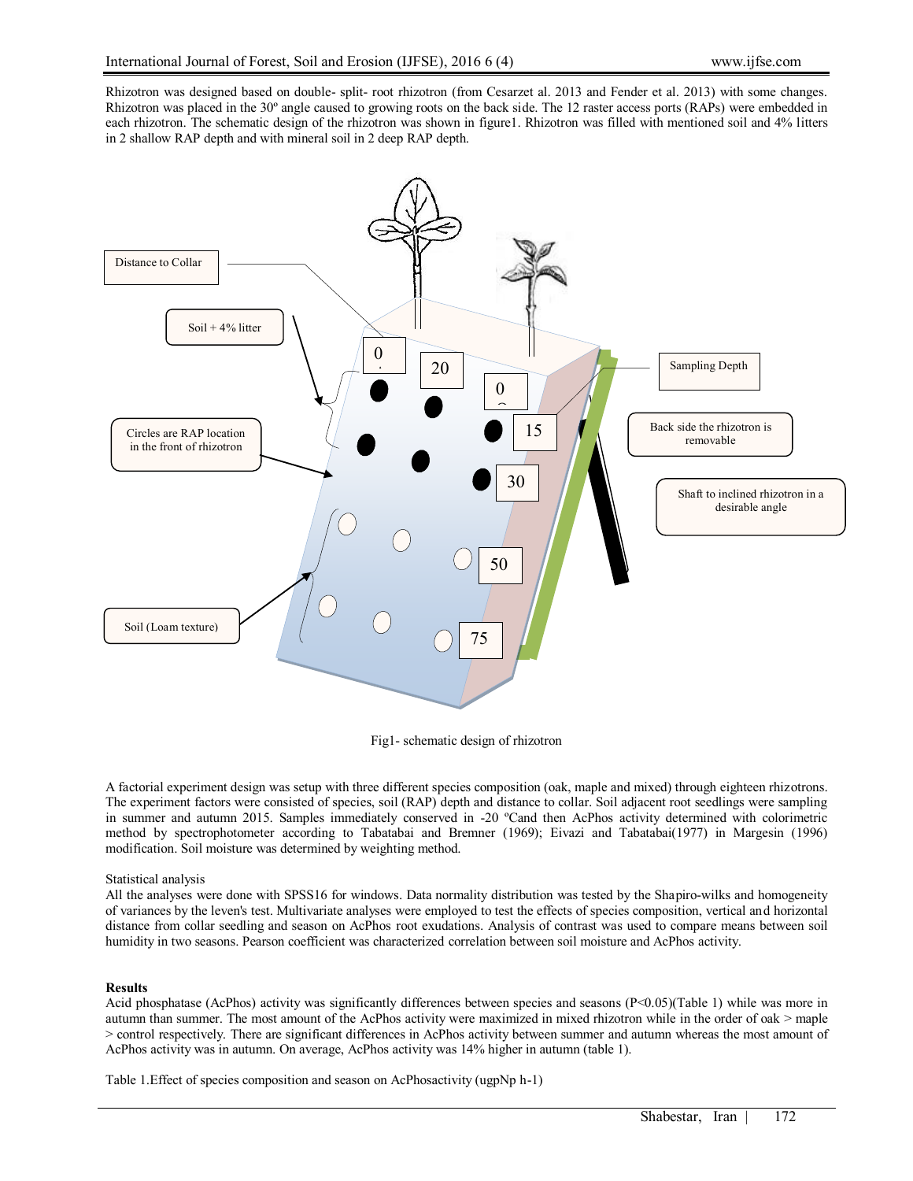Rhizotron was designed based on double- split- root rhizotron (from Cesarzet al. 2013 and Fender et al. 2013) with some changes. Rhizotron was placed in the 30º angle caused to growing roots on the back side. The 12 raster access ports (RAPs) were embedded in each rhizotron. The schematic design of the rhizotron was shown in figure1. Rhizotron was filled with mentioned soil and 4% litters in 2 shallow RAP depth and with mineral soil in 2 deep RAP depth.

Fig1- schematic design of rhizotron

A factorial experiment design was setup with three different species composition (oak, maple and mixed) through eighteen rhizotrons. The experiment factors were consisted of species, soil (RAP) depth and distance to collar. Soil adjacent root seedlings were sampling in summer and autumn 2015. Samples immediately conserved in -20 ºCand then AcPhos activity determined with colorimetric method by spectrophotometer according to Tabatabai and Bremner (1969); Eivazi and Tabatabai(1977) in Margesin (1996) modification. Soil moisture was determined by weighting method.

Statistical analysis

All the analyses were done with SPSS16 for windows. Data normality distribution was tested by the Shapiro-wilks and homogeneity of variances by the leven's test. Multivariate analyses were employed to test the effects of species composition, vertical and horizontal distance from collar seedling and season on AcPhos root exudations. Analysis of contrast was used to compare means between soil humidity in two seasons. Pearson coefficient was characterized correlation between soil moisture and AcPhos activity.

**Results**

Acid phosphatase (AcPhos) activity was significantly differences between species and seasons ($P<0.05$)(Table 1) while was more in autumn than summer. The most amount of the AcPhos activity were maximized in mixed rhizotron while in the order of oak > maple > control respectively. There are significant differences in AcPhos activity between summer and autumn whereas the most amount of AcPhos activity was in autumn. On average, AcPhos activity was 14% higher in autumn (table 1).

Table 1.Effect of species composition and season on AcPhosactivity (ugpNp h-1)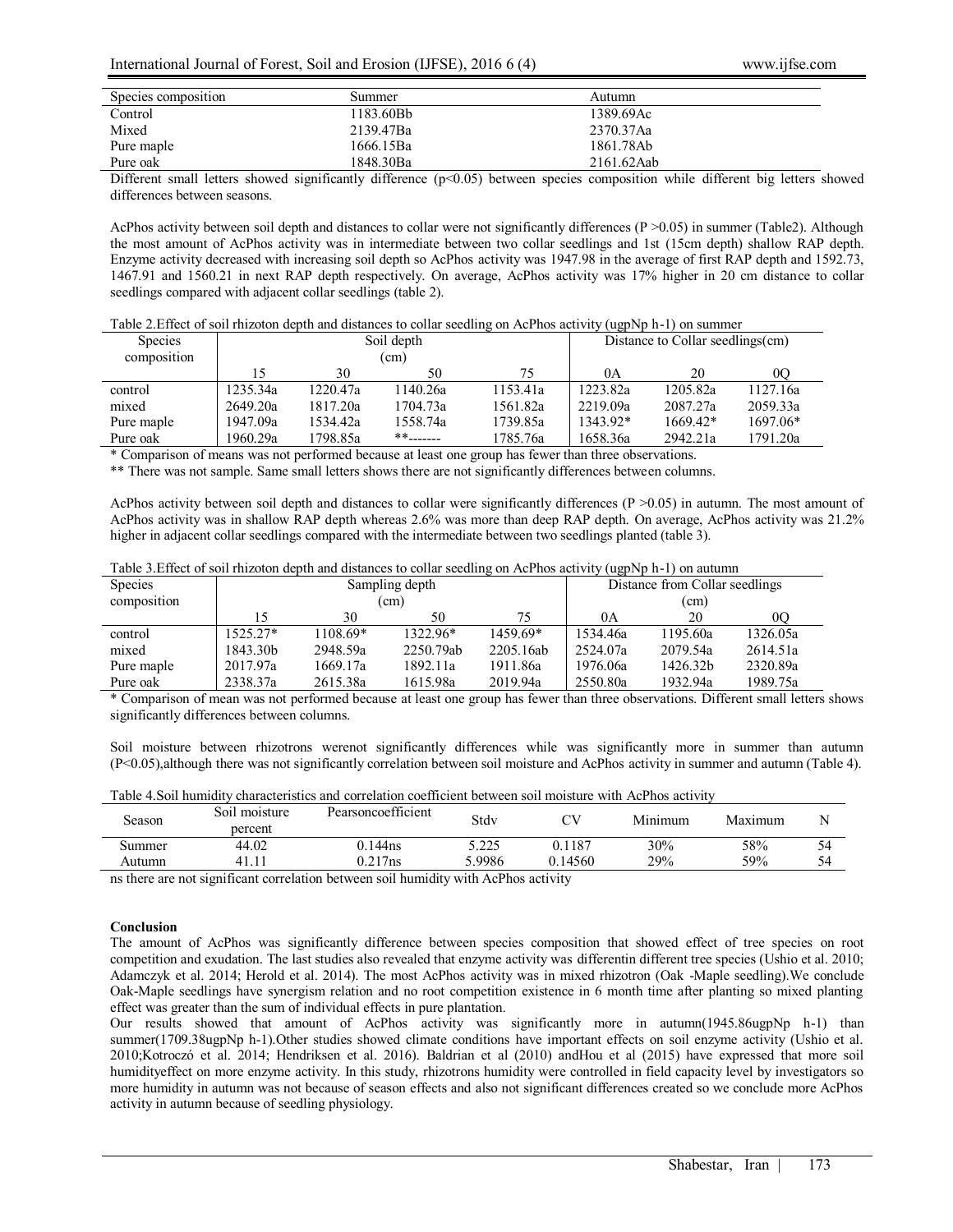| Species composition | Summer | Autumn |
|---|---|---|
| Control | 1183.60Bb | 1389.69Ac |
| Mixed | 2139.47Ba | 2370.37Aa |
| Pure maple | 1666.15Ba | 1861.78Ab |
| Pure oak | 1848.30Ba | 2161.62Aab |

Different small letters showed significantly difference ($p<0.05$) between species composition while different big letters showed differences between seasons.

AcPhos activity between soil depth and distances to collar were not significantly differences ($P >0.05$) in summer (Table2). Although the most amount of AcPhos activity was in intermediate between two collar seedlings and 1st (15cm depth) shallow RAP depth. Enzyme activity decreased with increasing soil depth so AcPhos activity was 1947.98 in the average of first RAP depth and 1592.73, 1467.91 and 1560.21 in next RAP depth respectively. On average, AcPhos activity was 17% higher in 20 cm distance to collar seedlings compared with adjacent collar seedlings (table 2).

Table 2.Effect of soil rhizoton depth and distances to collar seedling on AcPhos activity (ugpNp h-1) on summer

| Species composition | Soil depth (cm) | | | | Distance to Collar seedlings(cm) | | |
|---|---|---|---|---|---|---|---|
| | 15 | 30 | 50 | 75 | 0A | 20 | 0Q |
| control | 1235.34a | 1220.47a | 1140.26a | 1153.41a | 1223.82a | 1205.82a | 1127.16a |
| mixed | 2649.20a | 1817.20a | 1704.73a | 1561.82a | 2219.09a | 2087.27a | 2059.33a |
| Pure maple | 1947.09a | 1534.42a | 1558.74a | 1739.85a | 1343.92* | 1669.42* | 1697.06* |
| Pure oak | 1960.29a | 1798.85a | **------- | 1785.76a | 1658.36a | 2942.21a | 1791.20a |

* Comparison of means was not performed because at least one group has fewer than three observations.

** There was not sample. Same small letters shows there are not significantly differences between columns.

AcPhos activity between soil depth and distances to collar were significantly differences ($P >0.05$) in autumn. The most amount of AcPhos activity was in shallow RAP depth whereas 2.6% was more than deep RAP depth. On average, AcPhos activity was 21.2% higher in adjacent collar seedlings compared with the intermediate between two seedlings planted (table 3).

Table 3.Effect of soil rhizoton depth and distances to collar seedling on AcPhos activity (ugpNp h-1) on autumn

| Species composition | Sampling depth (cm) | | | | Distance from Collar seedlings (cm) | | |
|---|---|---|---|---|---|---|---|
| | 15 | 30 | 50 | 75 | 0A | 20 | 0Q |
| control | 1525.27* | 1108.69* | 1322.96* | 1459.69* | 1534.46a | 1195.60a | 1326.05a |
| mixed | 1843.30b | 2948.59a | 2250.79ab | 2205.16ab | 2524.07a | 2079.54a | 2614.51a |
| Pure maple | 2017.97a | 1669.17a | 1892.11a | 1911.86a | 1976.06a | 1426.32b | 2320.89a |
| Pure oak | 2338.37a | 2615.38a | 1615.98a | 2019.94a | 2550.80a | 1932.94a | 1989.75a |

* Comparison of mean was not performed because at least one group has fewer than three observations. Different small letters shows significantly differences between columns.

Soil moisture between rhizotrons werenot significantly differences while was significantly more in summer than autumn ($P<0.05$),although there was not significantly correlation between soil moisture and AcPhos activity in summer and autumn (Table 4).

Table 4.Soil humidity characteristics and correlation coefficient between soil moisture with AcPhos activity

| Season | Soil moisture percent | Pearsoncoefficient | Stdv | CV | Minimum | Maximum | N |
|---|---|---|---|---|---|---|---|
| Summer | 44.02 | 0.144ns | 5.225 | 0.1187 | 30% | 58% | 54 |
| Autumn | 41.11 | 0.217ns | 5.9986 | 0.14560 | 29% | 59% | 54 |

ns there are not significant correlation between soil humidity with AcPhos activity

## Conclusion

The amount of AcPhos was significantly difference between species composition that showed effect of tree species on root competition and exudation. The last studies also revealed that enzyme activity was differentin different tree species (Ushio et al. 2010; Adamczyk et al. 2014; Herold et al. 2014). The most AcPhos activity was in mixed rhizotron (Oak -Maple seedling).We conclude Oak-Maple seedlings have synergism relation and no root competition existence in 6 month time after planting so mixed planting effect was greater than the sum of individual effects in pure plantation.

Our results showed that amount of AcPhos activity was significantly more in autumn(1945.86ugpNp h-1) than summer(1709.38ugpNp h-1).Other studies showed climate conditions have important effects on soil enzyme activity (Ushio et al. 2010;Kotroczó et al. 2014; Hendriksen et al. 2016). Baldrian et al (2010) andHou et al (2015) have expressed that more soil humidityeffect on more enzyme activity. In this study, rhizotrons humidity were controlled in field capacity level by investigators so more humidity in autumn was not because of season effects and also not significant differences created so we conclude more AcPhos activity in autumn because of seedling physiology.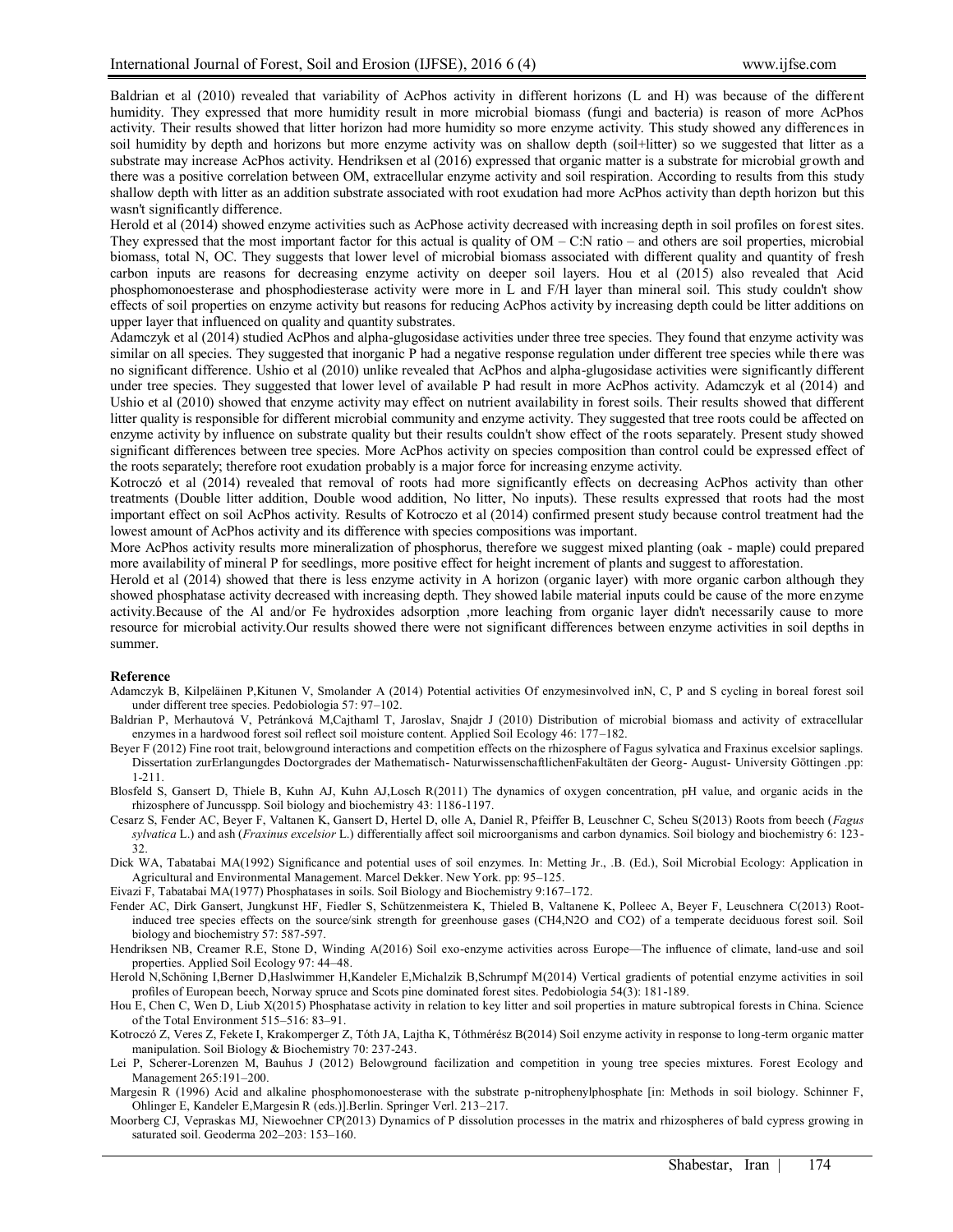Baldrian et al (2010) revealed that variability of AcPhos activity in different horizons (L and H) was because of the different humidity. They expressed that more humidity result in more microbial biomass (fungi and bacteria) is reason of more AcPhos activity. Their results showed that litter horizon had more humidity so more enzyme activity. This study showed any differences in soil humidity by depth and horizons but more enzyme activity was on shallow depth (soil+litter) so we suggested that litter as a substrate may increase AcPhos activity. Hendriksen et al (2016) expressed that organic matter is a substrate for microbial growth and there was a positive correlation between OM, extracellular enzyme activity and soil respiration. According to results from this study shallow depth with litter as an addition substrate associated with root exudation had more AcPhos activity than depth horizon but this wasn't significantly difference.

Herold et al (2014) showed enzyme activities such as AcPhose activity decreased with increasing depth in soil profiles on forest sites. They expressed that the most important factor for this actual is quality of OM – C:N ratio – and others are soil properties, microbial biomass, total N, OC. They suggests that lower level of microbial biomass associated with different quality and quantity of fresh carbon inputs are reasons for decreasing enzyme activity on deeper soil layers. Hou et al (2015) also revealed that Acid phosphomonoesterase and phosphodiesterase activity were more in L and F/H layer than mineral soil. This study couldn't show effects of soil properties on enzyme activity but reasons for reducing AcPhos activity by increasing depth could be litter additions on upper layer that influenced on quality and quantity substrates.

Adamczyk et al (2014) studied AcPhos and alpha-glugosidase activities under three tree species. They found that enzyme activity was similar on all species. They suggested that inorganic P had a negative response regulation under different tree species while there was no significant difference. Ushio et al (2010) unlike revealed that AcPhos and alpha-glugosidase activities were significantly different under tree species. They suggested that lower level of available P had result in more AcPhos activity. Adamczyk et al (2014) and Ushio et al (2010) showed that enzyme activity may effect on nutrient availability in forest soils. Their results showed that different litter quality is responsible for different microbial community and enzyme activity. They suggested that tree roots could be affected on enzyme activity by influence on substrate quality but their results couldn't show effect of the roots separately. Present study showed significant differences between tree species. More AcPhos activity on species composition than control could be expressed effect of the roots separately; therefore root exudation probably is a major force for increasing enzyme activity.

Kotroczó et al (2014) revealed that removal of roots had more significantly effects on decreasing AcPhos activity than other treatments (Double litter addition, Double wood addition, No litter, No inputs). These results expressed that roots had the most important effect on soil AcPhos activity. Results of Kotroczo et al (2014) confirmed present study because control treatment had the lowest amount of AcPhos activity and its difference with species compositions was important.

More AcPhos activity results more mineralization of phosphorus, therefore we suggest mixed planting (oak - maple) could prepared more availability of mineral P for seedlings, more positive effect for height increment of plants and suggest to afforestation.

Herold et al (2014) showed that there is less enzyme activity in A horizon (organic layer) with more organic carbon although they showed phosphatase activity decreased with increasing depth. They showed labile material inputs could be cause of the more enzyme activity.Because of the Al and/or Fe hydroxides adsorption ,more leaching from organic layer didn't necessarily cause to more resource for microbial activity.Our results showed there were not significant differences between enzyme activities in soil depths in summer.

## Reference

Adamczyk B, Kilpeläinen P,Kitunen V, Smolander A (2014) Potential activities Of enzymesinvolved inN, C, P and S cycling in boreal forest soil under different tree species. Pedobiologia 57: 97–102.

Baldrian P, Merhautová V, Petránková M,Cajthaml T, Jaroslav, Snajdr J (2010) Distribution of microbial biomass and activity of extracellular enzymes in a hardwood forest soil reflect soil moisture content. Applied Soil Ecology 46: 177–182.

Beyer F (2012) Fine root trait, belowground interactions and competition effects on the rhizosphere of Fagus sylvatica and Fraxinus excelsior saplings. Dissertation zurErlangungdes Doctorgrades der Mathematisch- NaturwissenschaftlichenFakultäten der Georg- August- University Göttingen .pp: 1-211.

Blosfeld S, Gansert D, Thiele B, Kuhn AJ, Kuhn AJ,Losch R(2011) The dynamics of oxygen concentration, pH value, and organic acids in the rhizosphere of Juncusspp. Soil biology and biochemistry 43: 1186-1197.

Cesarz S, Fender AC, Beyer F, Valtanen K, Gansert D, Hertel D, olle A, Daniel R, Pfeiffer B, Leuschner C, Scheu S(2013) Roots from beech (*Fagus sylvatica* L.) and ash (*Fraxinus excelsior* L.) differentially affect soil microorganisms and carbon dynamics. Soil biology and biochemistry 6: 123-32.

Dick WA, Tabatabai MA(1992) Significance and potential uses of soil enzymes. In: Metting Jr., .B. (Ed.), Soil Microbial Ecology: Application in Agricultural and Environmental Management. Marcel Dekker. New York. pp: 95–125.

Eivazi F, Tabatabai MA(1977) Phosphatases in soils. Soil Biology and Biochemistry 9:167–172.

Fender AC, Dirk Gansert, Jungkunst HF, Fiedler S, Schützenmeistera K, Thieled B, Valtanene K, Polleec A, Beyer F, Leuschnera C(2013) Root-induced tree species effects on the source/sink strength for greenhouse gases (CH4,N2O and CO2) of a temperate deciduous forest soil. Soil biology and biochemistry 57: 587-597.

Hendriksen NB, Creamer R.E, Stone D, Winding A(2016) Soil exo-enzyme activities across Europe—The influence of climate, land-use and soil properties. Applied Soil Ecology 97: 44–48.

Herold N,Schöning I,Berner D,Haslwimmer H,Kandeler E,Michalzik B,Schrumpf M(2014) Vertical gradients of potential enzyme activities in soil profiles of European beech, Norway spruce and Scots pine dominated forest sites. Pedobiologia 54(3): 181-189.

Hou E, Chen C, Wen D, Liub X(2015) Phosphatase activity in relation to key litter and soil properties in mature subtropical forests in China. Science of the Total Environment 515–516: 83–91.

Kotroczó Z, Veres Z, Fekete I, Krakomperger Z, Tóth JA, Lajtha K, Tóthmérész B(2014) Soil enzyme activity in response to long-term organic matter manipulation. Soil Biology & Biochemistry 70: 237-243.

Lei P, Scherer-Lorenzen M, Bauhus J (2012) Belowground facilitation and competition in young tree species mixtures. Forest Ecology and Management 265:191–200.

Margesin R (1996) Acid and alkaline phosphomonoesterase with the substrate p-nitrophenylphosphate [in: Methods in soil biology. Schinner F, Ohlinger E, Kandeler E,Margesin R (eds.)].Berlin. Springer Verl. 213–217.

Moorberg CJ, Vepraskas MJ, Niewoehner CP(2013) Dynamics of P dissolution processes in the matrix and rhizospheres of bald cypress growing in saturated soil. Geoderma 202–203: 153–160.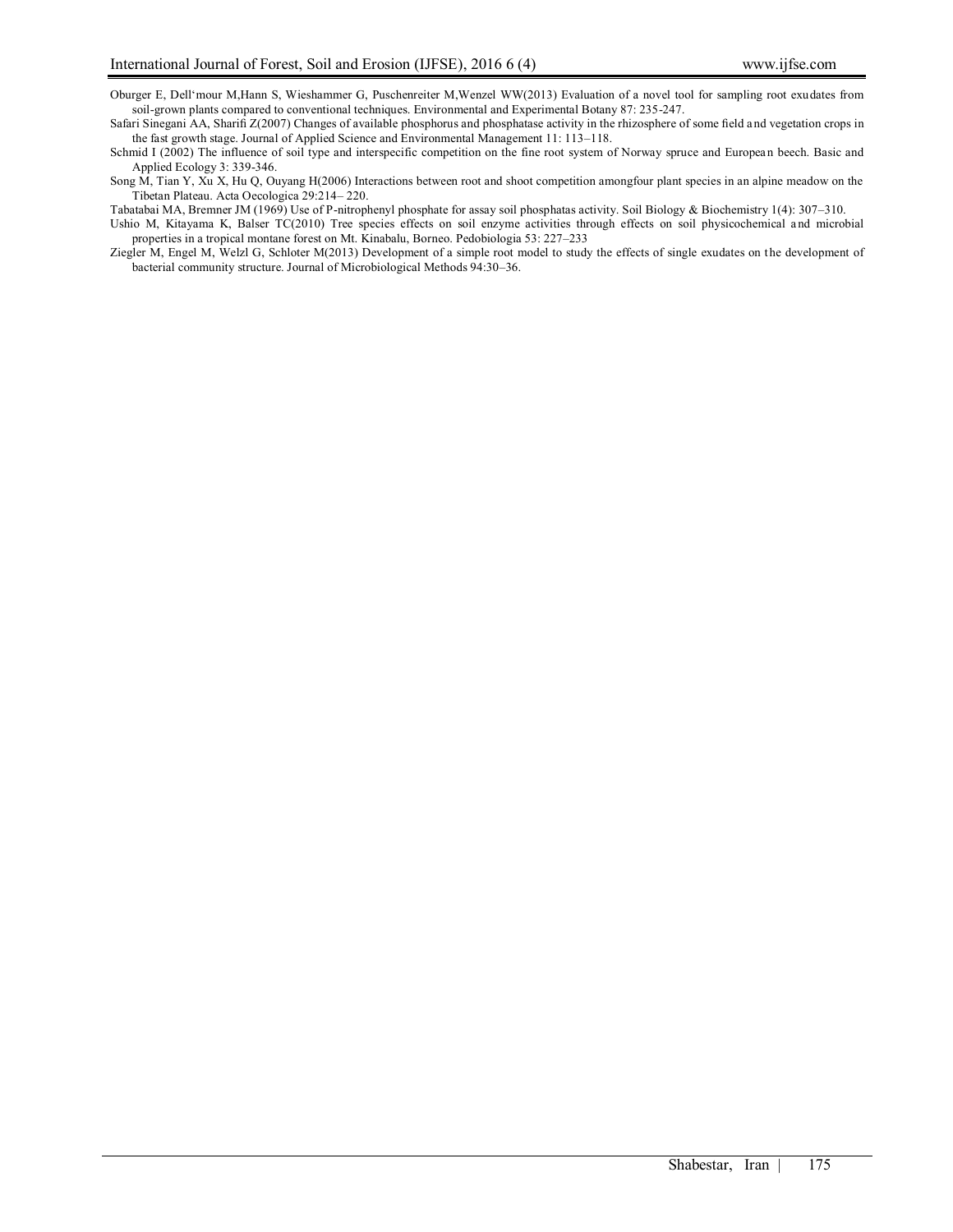Oburger E, Dell'mour M,Hann S, Wieshammer G, Puschenreiter M,Wenzel WW(2013) Evaluation of a novel tool for sampling root exudates from soil-grown plants compared to conventional techniques. Environmental and Experimental Botany 87: 235-247.

Safari Sinegani AA, Sharifi Z(2007) Changes of available phosphorus and phosphatase activity in the rhizosphere of some field and vegetation crops in the fast growth stage. Journal of Applied Science and Environmental Management 11: 113–118.

Schmid I (2002) The influence of soil type and interspecific competition on the fine root system of Norway spruce and European beech. Basic and Applied Ecology 3: 339-346.

Song M, Tian Y, Xu X, Hu Q, Ouyang H(2006) Interactions between root and shoot competition amongfour plant species in an alpine meadow on the Tibetan Plateau. Acta Oecologica 29:214– 220.

Tabatabai MA, Bremner JM (1969) Use of P-nitrophenyl phosphate for assay soil phosphatas activity. Soil Biology & Biochemistry 1(4): 307–310.

Ushio M, Kitayama K, Balser TC(2010) Tree species effects on soil enzyme activities through effects on soil physicochemical and microbial properties in a tropical montane forest on Mt. Kinabalu, Borneo. Pedobiologia 53: 227–233

Ziegler M, Engel M, Welzl G, Schloter M(2013) Development of a simple root model to study the effects of single exudates on the development of bacterial community structure. Journal of Microbiological Methods 94:30–36.